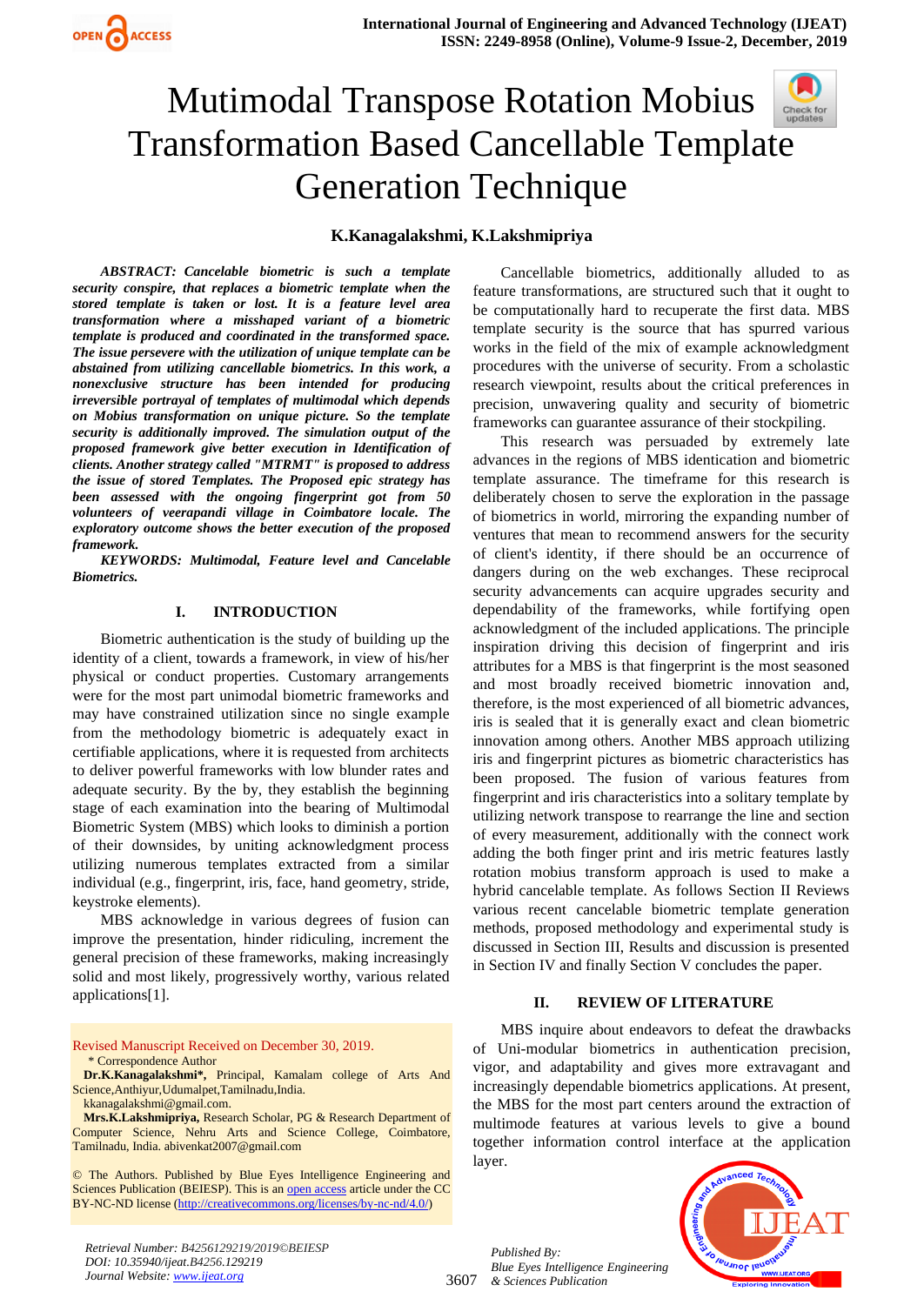# Mutimodal Transpose Rotation Mobius Transformation Based Cancellable Template Generation Technique

**K.Kanagalakshmi, K.Lakshmipriya**

***ABSTRACT: Cancelable biometric is such a template security conspire, that replaces a biometric template when the stored template is taken or lost. It is a feature level area transformation where a misshaped variant of a biometric template is produced and coordinated in the transformed space. The issue persevere with the utilization of unique template can be abstained from utilizing cancellable biometrics. In this work, a nonexclusive structure has been intended for producing irreversible portrayal of templates of multimodal which depends on Mobius transformation on unique picture. So the template security is additionally improved. The simulation output of the proposed framework give better execution in Identification of clients. Another strategy called "MTRMT" is proposed to address the issue of stored Templates. The Proposed epic strategy has been assessed with the ongoing fingerprint got from 50 volunteers of veerapandi village in Coimbatore locale. The exploratory outcome shows the better execution of the proposed framework.***

***KEYWORDS: Multimodal, Feature level and Cancelable Biometrics.***

## I. INTRODUCTION

Biometric authentication is the study of building up the identity of a client, towards a framework, in view of his/her physical or conduct properties. Customary arrangements were for the most part unimodal biometric frameworks and may have constrained utilization since no single example from the methodology biometric is adequately exact in certifiable applications, where it is requested from architects to deliver powerful frameworks with low blunder rates and adequate security. By the by, they establish the beginning stage of each examination into the bearing of Multimodal Biometric System (MBS) which looks to diminish a portion of their downsides, by uniting acknowledgment process utilizing numerous templates extracted from a similar individual (e.g., fingerprint, iris, face, hand geometry, stride, keystroke elements).

MBS acknowledge in various degrees of fusion can improve the presentation, hinder ridiculing, increment the general precision of these frameworks, making increasingly solid and most likely, progressively worthy, various related applications[1].

Cancellable biometrics, additionally alluded to as feature transformations, are structured such that it ought to be computationally hard to recuperate the first data. MBS template security is the source that has spurred various works in the field of the mix of example acknowledgment procedures with the universe of security. From a scholastic research viewpoint, results about the critical preferences in precision, unwavering quality and security of biometric frameworks can guarantee assurance of their stockpiling.

This research was persuaded by extremely late advances in the regions of MBS identication and biometric template assurance. The timeframe for this research is deliberately chosen to serve the exploration in the passage of biometrics in world, mirroring the expanding number of ventures that mean to recommend answers for the security of client's identity, if there should be an occurrence of dangers during on the web exchanges. These reciprocal security advancements can acquire upgrades security and dependability of the frameworks, while fortifying open acknowledgment of the included applications. The principle inspiration driving this decision of fingerprint and iris attributes for a MBS is that fingerprint is the most seasoned and most broadly received biometric innovation and, therefore, is the most experienced of all biometric advances, iris is sealed that it is generally exact and clean biometric innovation among others. Another MBS approach utilizing iris and fingerprint pictures as biometric characteristics has been proposed. The fusion of various features from fingerprint and iris characteristics into a solitary template by utilizing network transpose to rearrange the line and section of every measurement, additionally with the connect work adding the both finger print and iris metric features lastly rotation mobius transform approach is used to make a hybrid cancelable template. As follows Section II Reviews various recent cancelable biometric template generation methods, proposed methodology and experimental study is discussed in Section III, Results and discussion is presented in Section IV and finally Section V concludes the paper.

## II. REVIEW OF LITERATURE

MBS inquire about endeavors to defeat the drawbacks of Uni-modular biometrics in authentication precision, vigor, and adaptability and gives more extravagant and increasingly dependable biometrics applications. At present, the MBS for the most part centers around the extraction of multimode features at various levels to give a bound together information control interface at the application layer.

Revised Manuscript Received on December 30, 2019.

\* Correspondence Author

**Dr.K.Kanagalakshmi\*,** Principal, Kamalam college of Arts And Science,Anthiyur,Udumalpet,Tamilnadu,India. kkanagalakshmi@gmail.com.

**Mrs.K.Lakshmipriya,** Research Scholar, PG & Research Department of Computer Science, Nehru Arts and Science College, Coimbatore, Tamilnadu, India. abivenkat2007@gmail.com

© The Authors. Published by Blue Eyes Intelligence Engineering and Sciences Publication (BEIESP). This is an open access article under the CC BY-NC-ND license (http://creativecommons.org/licenses/by-nc-nd/4.0/)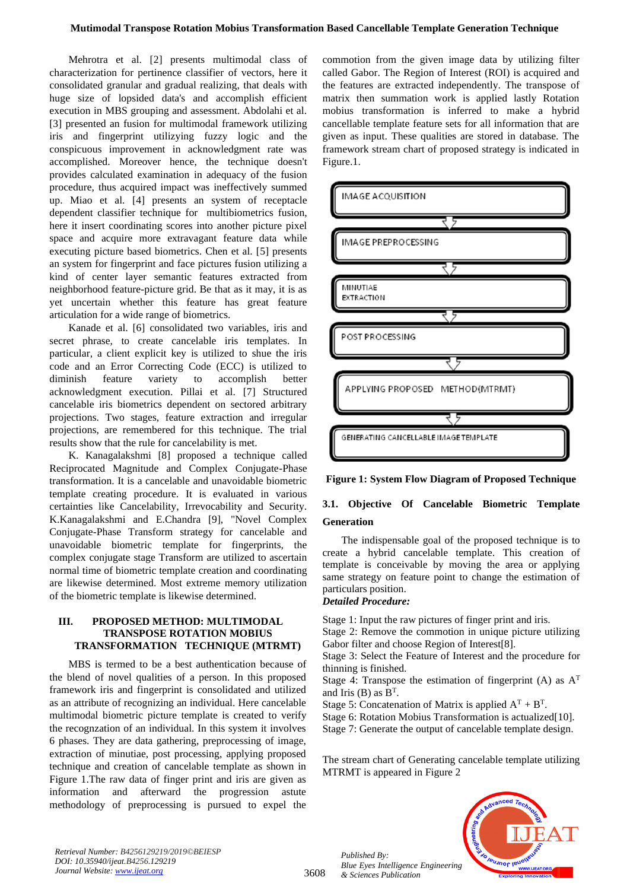Mehrotra et al. [2] presents multimodal class of characterization for pertinence classifier of vectors, here it consolidated granular and gradual realizing, that deals with huge size of lopsided data's and accomplish efficient execution in MBS grouping and assessment. Abdolahi et al. [3] presented an fusion for multimodal framework utilizing iris and fingerprint utilizing fuzzy logic and the conspicuous improvement in acknowledgment rate was accomplished. Moreover hence, the technique doesn't provides calculated examination in adequacy of the fusion procedure, thus acquired impact was ineffectively summed up. Miao et al. [4] presents an system of receptacle dependent classifier technique for multibiometrics fusion, here it insert coordinating scores into another picture pixel space and acquire more extravagant feature data while executing picture based biometrics. Chen et al. [5] presents an system for fingerprint and face pictures fusion utilizing a kind of center layer semantic features extracted from neighborhood feature-picture grid. Be that as it may, it is as yet uncertain whether this feature has great feature articulation for a wide range of biometrics.

Kanade et al. [6] consolidated two variables, iris and secret phrase, to create cancelable iris templates. In particular, a client explicit key is utilized to shue the iris code and an Error Correcting Code (ECC) is utilized to diminish feature variety to accomplish better acknowledgment execution. Pillai et al. [7] Structured cancelable iris biometrics dependent on sectored arbitrary projections. Two stages, feature extraction and irregular projections, are remembered for this technique. The trial results show that the rule for cancelability is met.

K. Kanagalakshmi [8] proposed a technique called Reciprocated Magnitude and Complex Conjugate-Phase transformation. It is a cancelable and unavoidable biometric template creating procedure. It is evaluated in various certainties like Cancelability, Irrevocability and Security. K.Kanagalakshmi and E.Chandra [9], "Novel Complex Conjugate-Phase Transform strategy for cancelable and unavoidable biometric template for fingerprints, the complex conjugate stage Transform are utilized to ascertain normal time of biometric template creation and coordinating are likewise determined. Most extreme memory utilization of the biometric template is likewise determined.

## III. PROPOSED METHOD: MULTIMODAL TRANSPOSE ROTATION MOBIUS TRANSFORMATION TECHNIQUE (MTRMT)

MBS is termed to be a best authentication because of the blend of novel qualities of a person. In this proposed framework iris and fingerprint is consolidated and utilized as an attribute of recognizing an individual. Here cancelable multimodal biometric picture template is created to verify the recognzation of an individual. In this system it involves 6 phases. They are data gathering, preprocessing of image, extraction of minutiae, post processing, applying proposed technique and creation of cancelable template as shown in Figure 1.The raw data of finger print and iris are given as information and afterward the progression astute methodology of preprocessing is pursued to expel the commotion from the given image data by utilizing filter called Gabor. The Region of Interest (ROI) is acquired and the features are extracted independently. The transpose of matrix then summation work is applied lastly Rotation mobius transformation is inferred to make a hybrid cancellable template feature sets for all information that are given as input. These qualities are stored in database. The framework stream chart of proposed strategy is indicated in Figure.1.

IMAGE ACQUISITION → IMAGE PREPROCESSING → MINUTIAE EXTRACTION → POST PROCESSING → APPLYING PROPOSED METHOD(MTRMT) → GENERATING CANCELLABLE IMAGE TEMPLATE

**Figure 1: System Flow Diagram of Proposed Technique**

### 3.1. Objective Of Cancelable Biometric Template Generation

The indispensable goal of the proposed technique is to create a hybrid cancelable template. This creation of template is conceivable by moving the area or applying same strategy on feature point to change the estimation of particulars position.

***Detailed Procedure:***

Stage 1: Input the raw pictures of finger print and iris.
Stage 2: Remove the commotion in unique picture utilizing Gabor filter and choose Region of Interest[8].
Stage 3: Select the Feature of Interest and the procedure for thinning is finished.
Stage 4: Transpose the estimation of fingerprint (A) as $A^T$ and Iris (B) as $B^T$.
Stage 5: Concatenation of Matrix is applied $A^T + B^T$.
Stage 6: Rotation Mobius Transformation is actualized[10].
Stage 7: Generate the output of cancelable template design.

The stream chart of Generating cancelable template utilizing MTRMT is appeared in Figure 2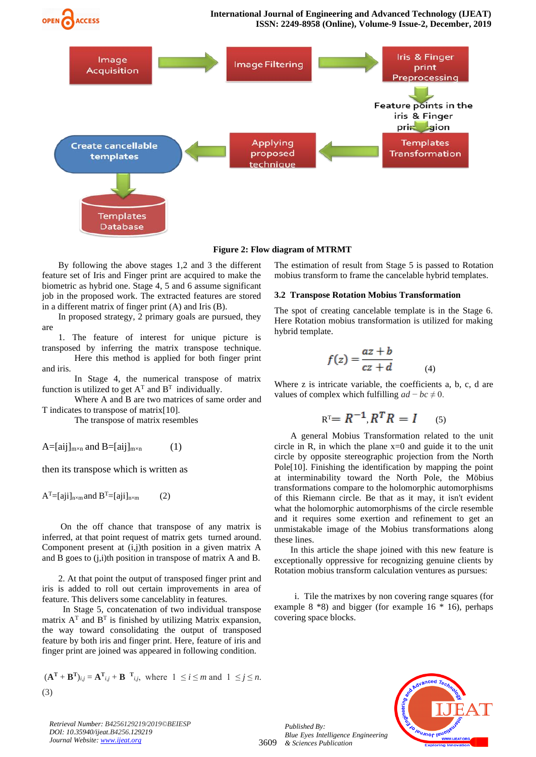Figure 2: Flow diagram of MTRMT

By following the above stages 1,2 and 3 the different feature set of Iris and Finger print are acquired to make the biometric as hybrid one. Stage 4, 5 and 6 assume significant job in the proposed work. The extracted features are stored in a different matrix of finger print (A) and Iris (B).

In proposed strategy, 2 primary goals are pursued, they are

1. The feature of interest for unique picture is transposed by inferring the matrix transpose technique. Here this method is applied for both finger print and iris.

In Stage 4, the numerical transpose of matrix function is utilized to get $A^T$ and $B^T$ individually.

Where A and B are two matrices of same order and T indicates to transpose of matrix[10].

The transpose of matrix resembles

$$A=[a_{ij}]_{m\times n} \text{ and } B=[a_{ij}]_{m\times n} \qquad (1)$$

then its transpose which is written as

$$A^T=[a_{ji}]_{n\times m} \text{ and } B^T=[a_{ji}]_{n\times m} \qquad (2)$$

On the off chance that transpose of any matrix is inferred, at that point request of matrix gets turned around. Component present at (i,j)th position in a given matrix A and B goes to (j,i)th position in transpose of matrix A and B.

2. At that point the output of transposed finger print and iris is added to roll out certain improvements in area of feature. This delivers some cancelablity in features.

In Stage 5, concatenation of two individual transpose matrix $A^T$ and $B^T$ is finished by utilizing Matrix expansion, the way toward consolidating the output of transposed feature by both iris and finger print. Here, feature of iris and finger print are joined was appeared in following condition.

$$(\mathbf{A}^T + \mathbf{B}^T)_{i,j} = \mathbf{A}^T_{i,j} + \mathbf{B}^T_{i,j}, \text{ where } 1 \le i \le m \text{ and } 1 \le j \le n.$$
(3)

The estimation of result from Stage 5 is passed to Rotation mobius transform to frame the cancelable hybrid templates.

### 3.2 Transpose Rotation Mobius Transformation

The spot of creating cancelable template is in the Stage 6. Here Rotation mobius transformation is utilized for making hybrid template.

$$f(z) = \frac{az+b}{cz+d} \qquad (4)$$

Where z is intricate variable, the coefficients a, b, c, d are values of complex which fulfilling $ad - bc \neq 0$.

$$R^T = R^{-1}, R^T R = I \qquad (5)$$

A general Mobius Transformation related to the unit circle in R, in which the plane x=0 and guide it to the unit circle by opposite stereographic projection from the North Pole[10]. Finishing the identification by mapping the point at interminability toward the North Pole, the Möbius transformations compare to the holomorphic automorphisms of this Riemann circle. Be that as it may, it isn't evident what the holomorphic automorphisms of the circle resemble and it requires some exertion and refinement to get an unmistakable image of the Mobius transformations along these lines.

In this article the shape joined with this new feature is exceptionally oppressive for recognizing genuine clients by Rotation mobius transform calculation ventures as pursues:

i. Tile the matrixes by non covering range squares (for example 8 *8) and bigger (for example 16 * 16), perhaps covering space blocks.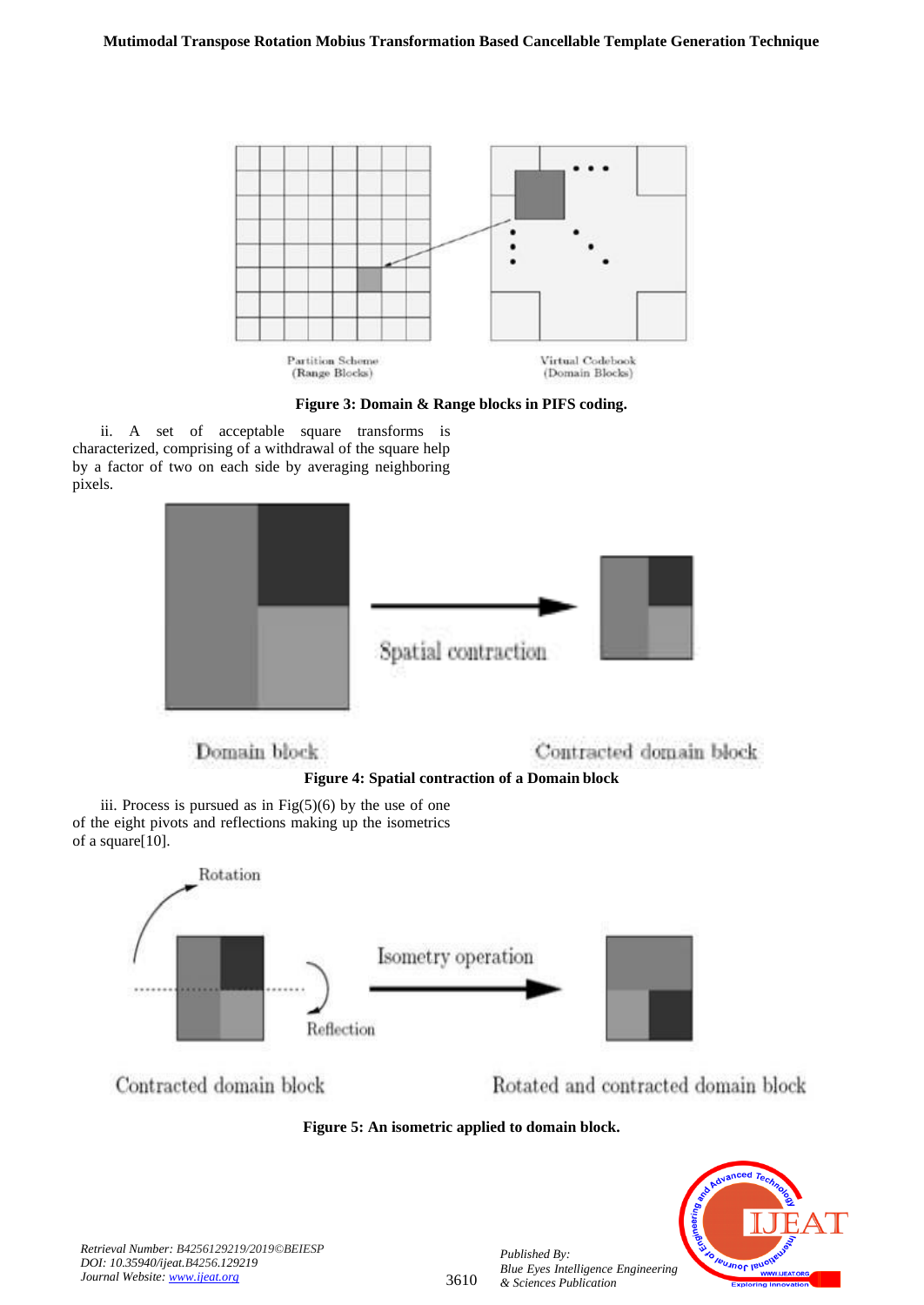Figure 3: Domain & Range blocks in PIFS coding.

ii. A set of acceptable square transforms is characterized, comprising of a withdrawal of the square help by a factor of two on each side by averaging neighboring pixels.

Figure 4: Spatial contraction of a Domain block

iii. Process is pursued as in Fig(5)(6) by the use of one of the eight pivots and reflections making up the isometrics of a square[10].

Figure 5: An isometric applied to domain block.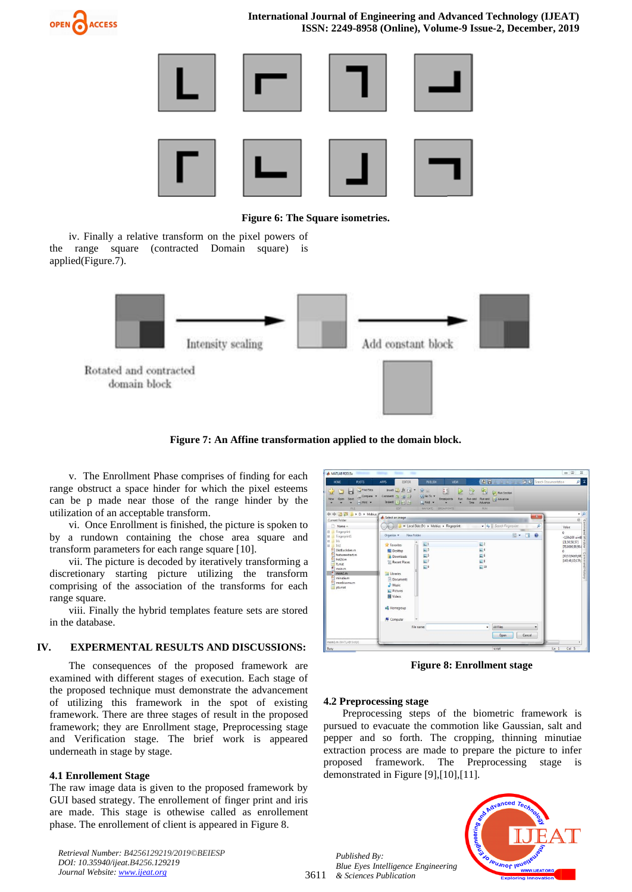Figure 6: The Square isometries.

iv. Finally a relative transform on the pixel powers of the range square (contracted Domain square) is applied(Figure.7).

Figure 7: An Affine transformation applied to the domain block.

v. The Enrollment Phase comprises of finding for each range obstruct a space hinder for which the pixel esteems can be p made near those of the range hinder by the utilization of an acceptable transform.

vi. Once Enrollment is finished, the picture is spoken to by a rundown containing the chose area square and transform parameters for each range square [10].

vii. The picture is decoded by iteratively transforming a discretionary starting picture utilizing the transform comprising of the association of the transforms for each range square.

viii. Finally the hybrid templates feature sets are stored in the database.

## IV. EXPERMENTAL RESULTS AND DISCUSSIONS:

The consequences of the proposed framework are examined with different stages of execution. Each stage of the proposed technique must demonstrate the advancement of utilizing this framework in the spot of existing framework. There are three stages of result in the proposed framework; they are Enrollment stage, Preprocessing stage and Verification stage. The brief work is appeared underneath in stage by stage.

### 4.1 Enrollement Stage

The raw image data is given to the proposed framework by GUI based strategy. The enrollment of finger print and iris are made. This stage is othewise called as enrollment phase. The enrollement of client is appeared in Figure 8.

Figure 8: Enrollment stage

### 4.2 Preprocessing stage

Preprocessing steps of the biometric framework is pursued to evacuate the commotion like Gaussian, salt and pepper and so forth. The cropping, thinning minutiae extraction process are made to prepare the picture to infer proposed framework. The Preprocessing stage is demonstrated in Figure [9],[10],[11].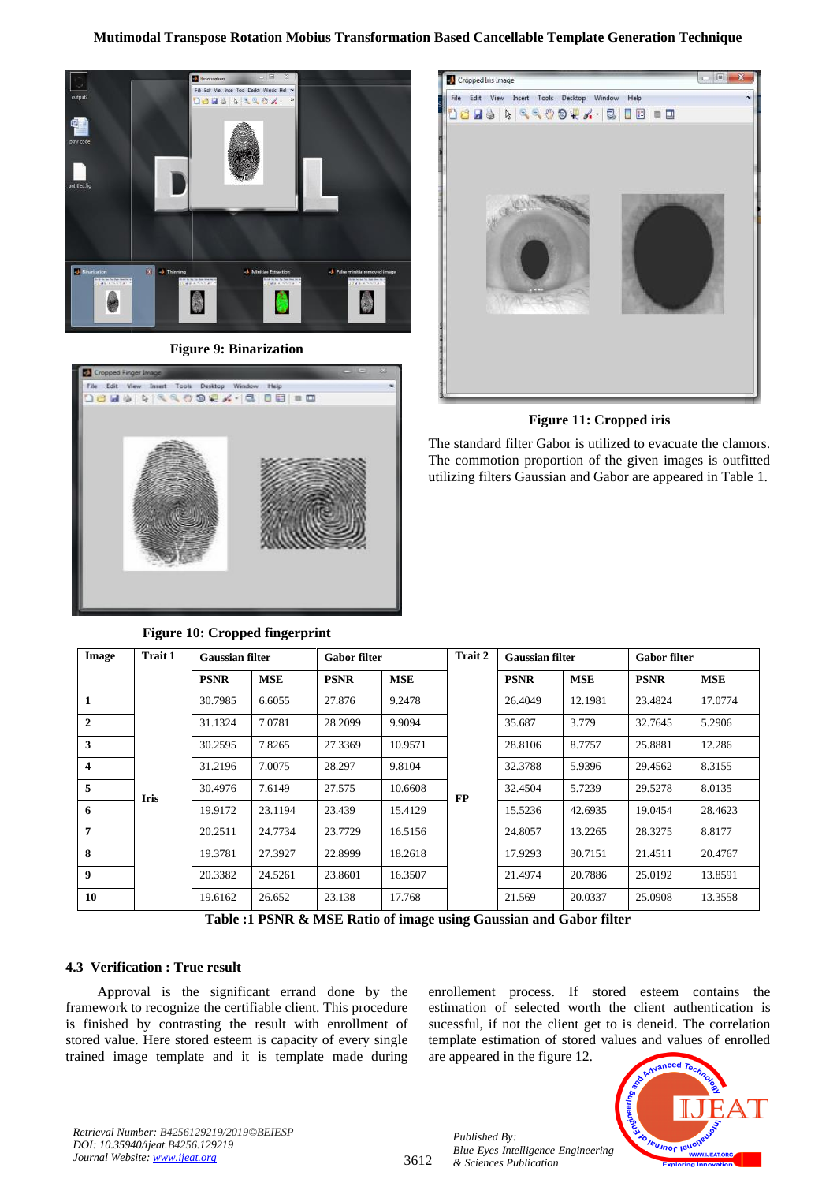**Figure 9: Binarization**

**Figure 10: Cropped fingerprint**

**Figure 11: Cropped iris**

The standard filter Gabor is utilized to evacuate the clamors. The commotion proportion of the given images is outfitted utilizing filters Gaussian and Gabor are appeared in Table 1.

| Image | Trait 1 | Gaussian filter | | Gabor filter | | Trait 2 | Gaussian filter | | Gabor filter | |
|---|---|---|---|---|---|---|---|---|---|---|
| | | PSNR | MSE | PSNR | MSE | | PSNR | MSE | PSNR | MSE |
| 1 | Iris | 30.7985 | 6.6055 | 27.876 | 9.2478 | FP | 26.4049 | 12.1981 | 23.4824 | 17.0774 |
| 2 | | 31.1324 | 7.0781 | 28.2099 | 9.9094 | | 35.687 | 3.779 | 32.7645 | 5.2906 |
| 3 | | 30.2595 | 7.8265 | 27.3369 | 10.9571 | | 28.8106 | 8.7757 | 25.8881 | 12.286 |
| 4 | | 31.2196 | 7.0075 | 28.297 | 9.8104 | | 32.3788 | 5.9396 | 29.4562 | 8.3155 |
| 5 | | 30.4976 | 7.6149 | 27.575 | 10.6608 | | 32.4504 | 5.7239 | 29.5278 | 8.0135 |
| 6 | | 19.9172 | 23.1194 | 23.439 | 15.4129 | | 15.5236 | 42.6935 | 19.0454 | 28.4623 |
| 7 | | 20.2511 | 24.7734 | 23.7729 | 16.5156 | | 24.8057 | 13.2265 | 28.3275 | 8.8177 |
| 8 | | 19.3781 | 27.3927 | 22.8999 | 18.2618 | | 17.9293 | 30.7151 | 21.4511 | 20.4767 |
| 9 | | 20.3382 | 24.5261 | 23.8601 | 16.3507 | | 21.4974 | 20.7886 | 25.0192 | 13.8591 |
| 10 | | 19.6162 | 26.652 | 23.138 | 17.768 | | 21.569 | 20.0337 | 25.0908 | 13.3558 |

**Table :1 PSNR & MSE Ratio of image using Gaussian and Gabor filter**

### 4.3 Verification : True result

Approval is the significant errand done by the framework to recognize the certifiable client. This procedure is finished by contrasting the result with enrollment of stored value. Here stored esteem is capacity of every single trained image template and it is template made during enrollement process. If stored esteem contains the estimation of selected worth the client authentication is sucessful, if not the client get to is deneid. The correlation template estimation of stored values and values of enrolled are appeared in the figure 12.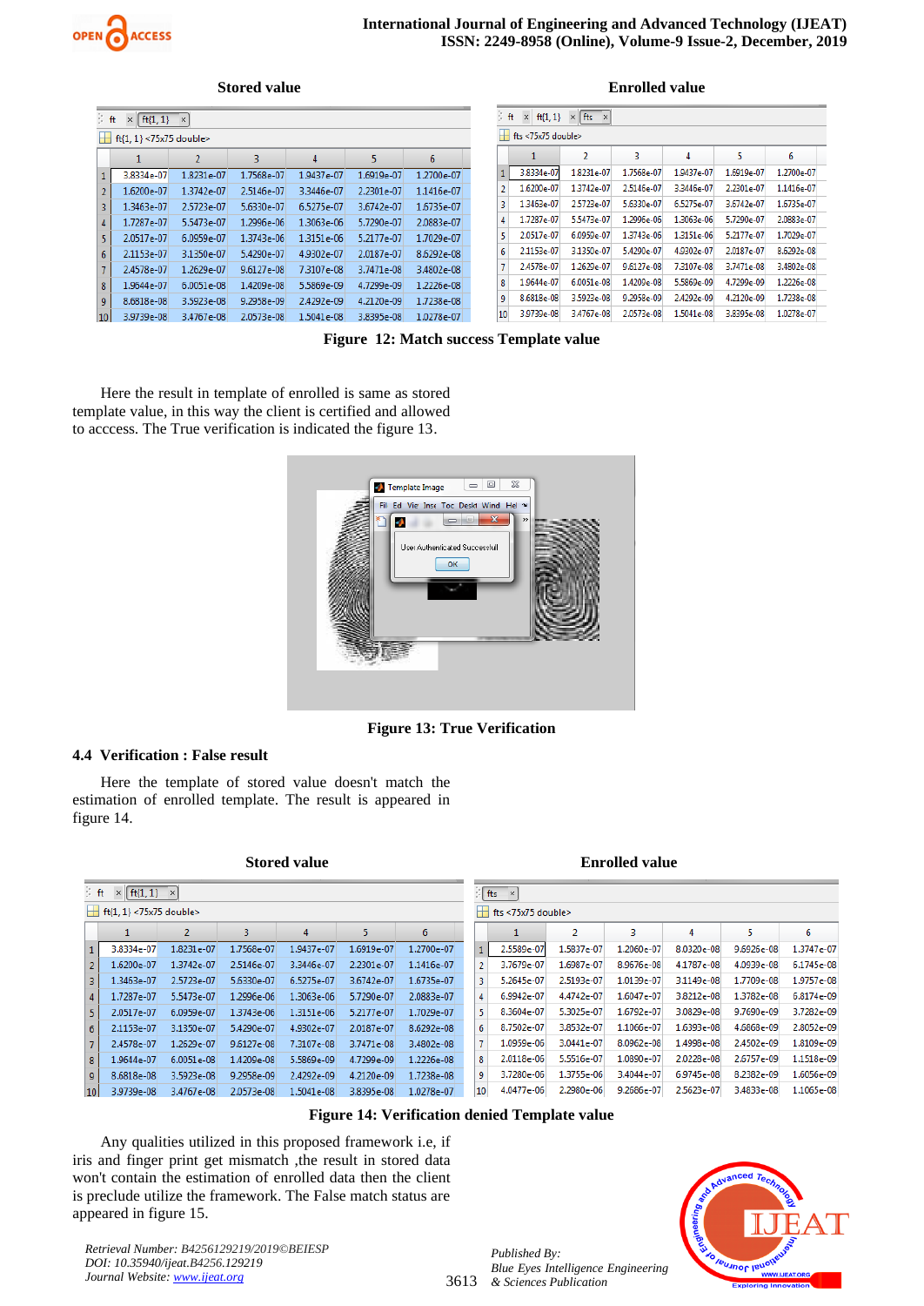Stored value

| | 1 | 2 | 3 | 4 | 5 | 6 |
|---|---|---|---|---|---|---|
| 1 | 3.8334e-07 | 1.8231e-07 | 1.7568e-07 | 1.9437e-07 | 1.6919e-07 | 1.2700e-07 |
| 2 | 1.6200e-07 | 1.3742e-07 | 2.5146e-07 | 3.3446e-07 | 2.2301e-07 | 1.1416e-07 |
| 3 | 1.3463e-07 | 2.5723e-07 | 5.6330e-07 | 6.5275e-07 | 3.6742e-07 | 1.6735e-07 |
| 4 | 1.7287e-07 | 5.5473e-07 | 1.2996e-06 | 1.3063e-06 | 5.7290e-07 | 2.0883e-07 |
| 5 | 2.0517e-07 | 6.0959e-07 | 1.3743e-06 | 1.3151e-06 | 5.2177e-07 | 1.7029e-07 |
| 6 | 2.1153e-07 | 3.1350e-07 | 5.4290e-07 | 4.9302e-07 | 2.0187e-07 | 8.6292e-08 |
| 7 | 2.4578e-07 | 1.2629e-07 | 9.6127e-08 | 7.3107e-08 | 3.7471e-08 | 3.4802e-08 |
| 8 | 1.9644e-07 | 6.0051e-08 | 1.4209e-08 | 5.5869e-09 | 4.7299e-09 | 1.2226e-08 |
| 9 | 8.6818e-08 | 3.5923e-08 | 9.2958e-09 | 2.4292e-09 | 4.2120e-09 | 1.7238e-08 |
| 10 | 3.9739e-08 | 3.4767e-08 | 2.0573e-08 | 1.5041e-08 | 3.8395e-08 | 1.0278e-07 |

Enrolled value

| | 1 | 2 | 3 | 4 | 5 | 6 |
|---|---|---|---|---|---|---|
| 1 | 3.8334e-07 | 1.8231e-07 | 1.7568e-07 | 1.9437e-07 | 1.6919e-07 | 1.2700e-07 |
| 2 | 1.6200e-07 | 1.3742e-07 | 2.5146e-07 | 3.3446e-07 | 2.2301e-07 | 1.1416e-07 |
| 3 | 1.3463e-07 | 2.5723e-07 | 5.6330e-07 | 6.5275e-07 | 3.6742e-07 | 1.6735e-07 |
| 4 | 1.7287e-07 | 5.5473e-07 | 1.2996e-06 | 1.3063e-06 | 5.7290e-07 | 2.0883e-07 |
| 5 | 2.0517e-07 | 6.0959e-07 | 1.3743e-06 | 1.3151e-06 | 5.2177e-07 | 1.7029e-07 |
| 6 | 2.1153e-07 | 3.1350e-07 | 5.4290e-07 | 4.9302e-07 | 2.0187e-07 | 8.6292e-08 |
| 7 | 2.4578e-07 | 1.2629e-07 | 9.6127e-08 | 7.3107e-08 | 3.7471e-08 | 3.4802e-08 |
| 8 | 1.9644e-07 | 6.0051e-08 | 1.4209e-08 | 5.5869e-09 | 4.7299e-09 | 1.2226e-08 |
| 9 | 8.6818e-08 | 3.5923e-08 | 9.2958e-09 | 2.4292e-09 | 4.2120e-09 | 1.7238e-08 |
| 10 | 3.9739e-08 | 3.4767e-08 | 2.0573e-08 | 1.5041e-08 | 3.8395e-08 | 1.0278e-07 |

**Figure 12: Match success Template value**

Here the result in template of enrolled is same as stored template value, in this way the client is certified and allowed to acccess. The True verification is indicated the figure 13.

**Figure 13: True Verification**

### 4.4 Verification : False result

Here the template of stored value doesn't match the estimation of enrolled template. The result is appeared in figure 14.

Stored value

| | 1 | 2 | 3 | 4 | 5 | 6 |
|---|---|---|---|---|---|---|
| 1 | 3.8334e-07 | 1.8231e-07 | 1.7568e-07 | 1.9437e-07 | 1.6919e-07 | 1.2700e-07 |
| 2 | 1.6200e-07 | 1.3742e-07 | 2.5146e-07 | 3.3446e-07 | 2.2301e-07 | 1.1416e-07 |
| 3 | 1.3463e-07 | 2.5723e-07 | 5.6330e-07 | 6.5275e-07 | 3.6742e-07 | 1.6735e-07 |
| 4 | 1.7287e-07 | 5.5473e-07 | 1.2996e-06 | 1.3063e-06 | 5.7290e-07 | 2.0883e-07 |
| 5 | 2.0517e-07 | 6.0959e-07 | 1.3743e-06 | 1.3151e-06 | 5.2177e-07 | 1.7029e-07 |
| 6 | 2.1153e-07 | 3.1350e-07 | 5.4290e-07 | 4.9302e-07 | 2.0187e-07 | 8.6292e-08 |
| 7 | 2.4578e-07 | 1.2629e-07 | 9.6127e-08 | 7.3107e-08 | 3.7471e-08 | 3.4802e-08 |
| 8 | 1.9644e-07 | 6.0051e-08 | 1.4209e-08 | 5.5869e-09 | 4.7299e-09 | 1.2226e-08 |
| 9 | 8.6818e-08 | 3.5923e-08 | 9.2958e-09 | 2.4292e-09 | 4.2120e-09 | 1.7238e-08 |
| 10 | 3.9739e-08 | 3.4767e-08 | 2.0573e-08 | 1.5041e-08 | 3.8395e-08 | 1.0278e-07 |

Enrolled value

| | 1 | 2 | 3 | 4 | 5 | 6 |
|---|---|---|---|---|---|---|
| 1 | 2.5589e-07 | 1.5837e-07 | 1.2060e-07 | 8.0320e-08 | 9.6926e-08 | 1.3747e-07 |
| 2 | 3.7679e-07 | 1.6987e-07 | 8.9676e-08 | 4.1787e-08 | 4.0939e-08 | 6.1745e-08 |
| 3 | 5.2645e-07 | 2.5193e-07 | 1.0139e-07 | 3.1149e-08 | 1.7709e-08 | 1.9757e-08 |
| 4 | 6.9942e-07 | 4.4742e-07 | 1.6047e-07 | 3.8212e-08 | 1.3782e-08 | 6.8174e-09 |
| 5 | 8.3604e-07 | 5.3025e-07 | 1.6792e-07 | 3.0829e-08 | 9.7690e-09 | 3.7282e-09 |
| 6 | 8.7502e-07 | 3.8532e-07 | 1.1066e-07 | 1.6393e-08 | 4.6868e-09 | 2.8052e-09 |
| 7 | 1.0959e-06 | 3.0441e-07 | 8.0962e-08 | 1.4998e-08 | 2.4502e-09 | 1.8109e-09 |
| 8 | 2.0118e-06 | 5.5516e-07 | 1.0890e-07 | 2.0228e-08 | 2.6757e-09 | 1.1518e-09 |
| 9 | 3.7280e-06 | 1.3755e-06 | 3.4044e-07 | 6.9745e-08 | 8.2382e-09 | 1.6056e-09 |
| 10 | 4.0477e-06 | 2.2980e-06 | 9.2686e-07 | 2.5623e-07 | 3.4833e-08 | 1.1065e-08 |

**Figure 14: Verification denied Template value**

Any qualities utilized in this proposed framework i.e, if iris and finger print get mismatch ,the result in stored data won't contain the estimation of enrolled data then the client is preclude utilize the framework. The False match status are appeared in figure 15.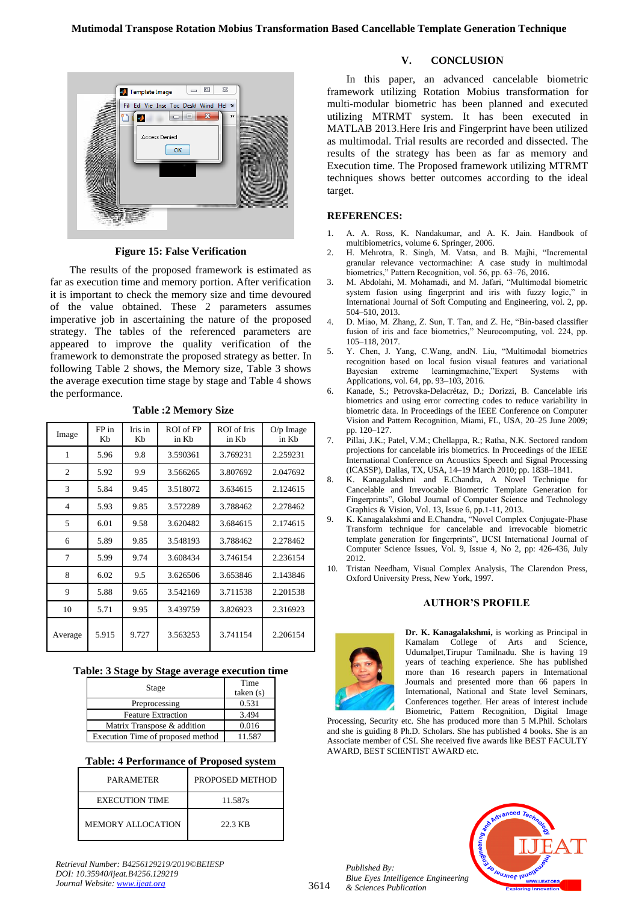**Figure 15: False Verification**

The results of the proposed framework is estimated as far as execution time and memory portion. After verification it is important to check the memory size and time devoured of the value obtained. These 2 parameters assumes imperative job in ascertaining the nature of the proposed strategy. The tables of the referenced parameters are appeared to improve the quality verification of the framework to demonstrate the proposed strategy as better. In following Table 2 shows, the Memory size, Table 3 shows the average execution time stage by stage and Table 4 shows the performance.

**Table :2 Memory Size**

| Image | FP in Kb | Iris in Kb | ROI of FP in Kb | ROI of Iris in Kb | O/p Image in Kb |
|---|---|---|---|---|---|
| 1 | 5.96 | 9.8 | 3.590361 | 3.769231 | 2.259231 |
| 2 | 5.92 | 9.9 | 3.566265 | 3.807692 | 2.047692 |
| 3 | 5.84 | 9.45 | 3.518072 | 3.634615 | 2.124615 |
| 4 | 5.93 | 9.85 | 3.572289 | 3.788462 | 2.278462 |
| 5 | 6.01 | 9.58 | 3.620482 | 3.684615 | 2.174615 |
| 6 | 5.89 | 9.85 | 3.548193 | 3.788462 | 2.278462 |
| 7 | 5.99 | 9.74 | 3.608434 | 3.746154 | 2.236154 |
| 8 | 6.02 | 9.5 | 3.626506 | 3.653846 | 2.143846 |
| 9 | 5.88 | 9.65 | 3.542169 | 3.711538 | 2.201538 |
| 10 | 5.71 | 9.95 | 3.439759 | 3.826923 | 2.316923 |
| Average | 5.915 | 9.727 | 3.563253 | 3.741154 | 2.206154 |

**Table: 3 Stage by Stage average execution time**

| Stage | Time taken (s) |
|---|---|
| Preprocessing | 0.531 |
| Feature Extraction | 3.494 |
| Matrix Transpose & addition | 0.016 |
| Execution Time of proposed method | 11.587 |

**Table: 4 Performance of Proposed system**

| PARAMETER | PROPOSED METHOD |
|---|---|
| EXECUTION TIME | 11.587s |
| MEMORY ALLOCATION | 22.3 KB |

## V. CONCLUSION

In this paper, an advanced cancelable biometric framework utilizing Rotation Mobius transformation for multi-modular biometric has been planned and executed utilizing MTRMT system. It has been executed in MATLAB 2013.Here Iris and Fingerprint have been utilized as multimodal. Trial results are recorded and dissected. The results of the strategy has been as far as memory and Execution time. The Proposed framework utilizing MTRMT techniques shows better outcomes according to the ideal target.

## REFERENCES:

1. A. A. Ross, K. Nandakumar, and A. K. Jain. Handbook of multibiometrics, volume 6. Springer, 2006.
2. H. Mehrotra, R. Singh, M. Vatsa, and B. Majhi, "Incremental granular relevance vectormachine: A case study in multimodal biometrics," Pattern Recognition, vol. 56, pp. 63–76, 2016.
3. M. Abdolahi, M. Mohamadi, and M. Jafari, "Multimodal biometric system fusion using fingerprint and iris with fuzzy logic," in International Journal of Soft Computing and Engineering, vol. 2, pp. 504–510, 2013.
4. D. Miao, M. Zhang, Z. Sun, T. Tan, and Z. He, "Bin-based classifier fusion of iris and face biometrics," Neurocomputing, vol. 224, pp. 105–118, 2017.
5. Y. Chen, J. Yang, C.Wang, andN. Liu, "Multimodal biometrics recognition based on local fusion visual features and variational Bayesian extreme learningmachine,"Expert Systems with Applications, vol. 64, pp. 93–103, 2016.
6. Kanade, S.; Petrovska-Delacrétaz, D.; Dorizzi, B. Cancelable iris biometrics and using error correcting codes to reduce variability in biometric data. In Proceedings of the IEEE Conference on Computer Vision and Pattern Recognition, Miami, FL, USA, 20–25 June 2009; pp. 120–127.
7. Pillai, J.K.; Patel, V.M.; Chellappa, R.; Ratha, N.K. Sectored random projections for cancelable iris biometrics. In Proceedings of the IEEE International Conference on Acoustics Speech and Signal Processing (ICASSP), Dallas, TX, USA, 14–19 March 2010; pp. 1838–1841.
8. K. Kanagalakshmi and E.Chandra, A Novel Technique for Cancelable and Irrevocable Biometric Template Generation for Fingerprints", Global Journal of Computer Science and Technology Graphics & Vision, Vol. 13, Issue 6, pp.1-15, 2013.
9. K. Kanagalakshmi and E.Chandra, "Novel Complex Conjugate-Phase Transform technique for cancelable and irrevocable biometric template generation for fingerprints", IJCSI International Journal of Computer Science Issues, Vol. 9, Issue 4, No 2, pp: 426-436, July 2012.
10. Tristan Needham, Visual Complex Analysis, The Clarendon Press, Oxford University Press, New York, 1997.

## AUTHOR'S PROFILE

**Dr. K. Kanagalakshmi,** is working as Principal in Kamalam College of Arts and Science, Udumalpet,Tirupur Tamilnadu. She is having 19 years of teaching experience. She has published more than 16 research papers in International Journals and presented more than 66 papers in International, National and State level Seminars, Conferences together. Her areas of interest include Biometric, Pattern Recognition, Digital Image Processing, Security etc. She has produced more than 5 M.Phil. Scholars and she is guiding 8 Ph.D. Scholars. She has published 4 books. She is an Associate member of CSI. She received five awards like BEST FACULTY AWARD, BEST SCIENTIST AWARD etc.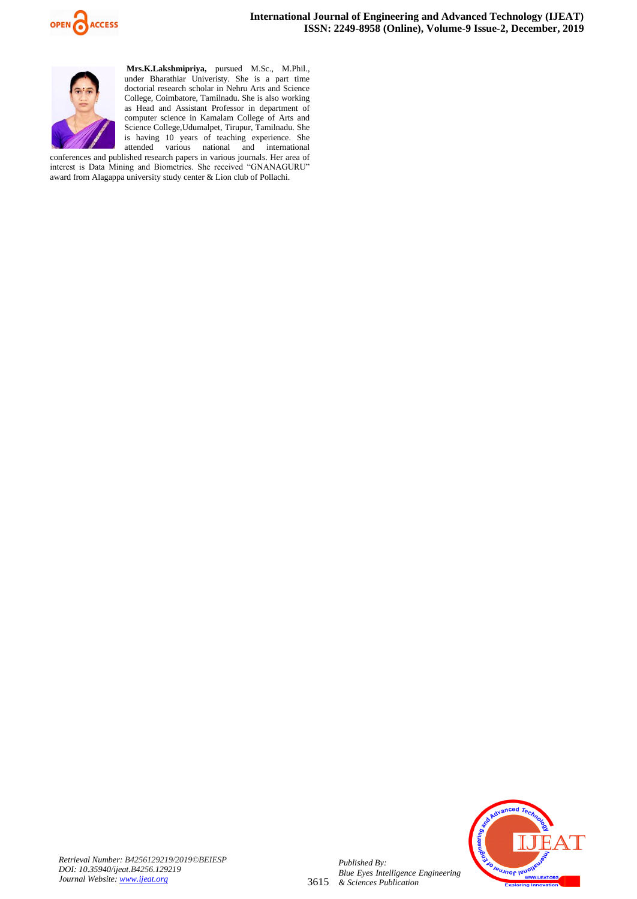**Mrs.K.Lakshmipriya,** pursued M.Sc., M.Phil., under Bharathiar Univeristy. She is a part time doctorial research scholar in Nehru Arts and Science College, Coimbatore, Tamilnadu. She is also working as Head and Assistant Professor in department of computer science in Kamalam College of Arts and Science College,Udumalpet, Tirupur, Tamilnadu. She is having 10 years of teaching experience. She attended various national and international conferences and published research papers in various journals. Her area of interest is Data Mining and Biometrics. She received "GNANAGURU" award from Alagappa university study center & Lion club of Pollachi.